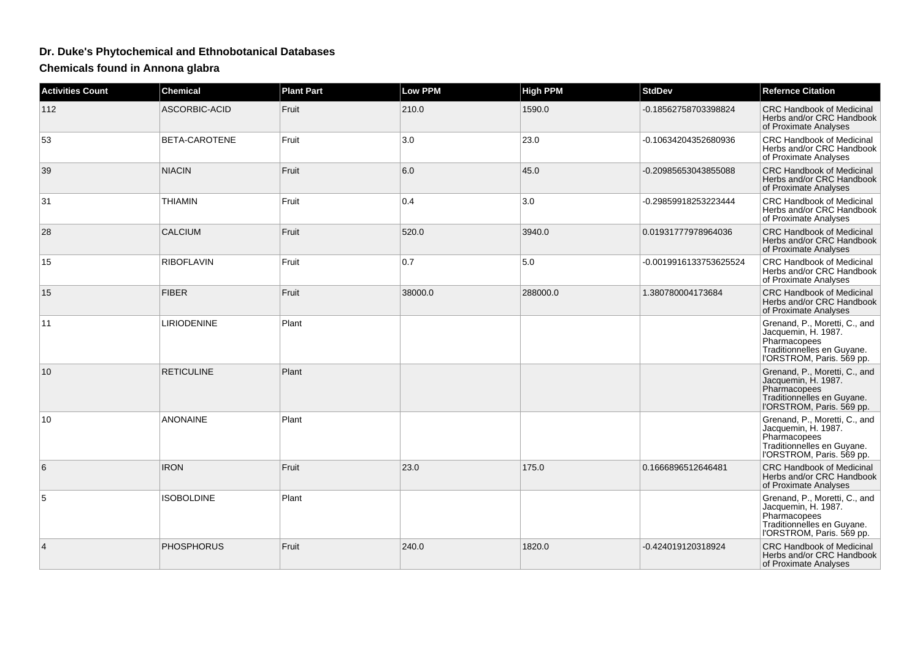# Dr. Duke's Phytochemical and Ethnobotanical Databases

## Chemicals found in Annona glabra

| Activities Count | Chemical | Plant Part | Low PPM | High PPM | StdDev | Refernce Citation |
|---|---|---|---|---|---|---|
| 112 | ASCORBIC-ACID | Fruit | 210.0 | 1590.0 | -0.18562758703398824 | CRC Handbook of Medicinal Herbs and/or CRC Handbook of Proximate Analyses |
| 53 | BETA-CAROTENE | Fruit | 3.0 | 23.0 | -0.10634204352680936 | CRC Handbook of Medicinal Herbs and/or CRC Handbook of Proximate Analyses |
| 39 | NIACIN | Fruit | 6.0 | 45.0 | -0.20985653043855088 | CRC Handbook of Medicinal Herbs and/or CRC Handbook of Proximate Analyses |
| 31 | THIAMIN | Fruit | 0.4 | 3.0 | -0.29859918253223444 | CRC Handbook of Medicinal Herbs and/or CRC Handbook of Proximate Analyses |
| 28 | CALCIUM | Fruit | 520.0 | 3940.0 | 0.01931777978964036 | CRC Handbook of Medicinal Herbs and/or CRC Handbook of Proximate Analyses |
| 15 | RIBOFLAVIN | Fruit | 0.7 | 5.0 | -0.0019916133753625524 | CRC Handbook of Medicinal Herbs and/or CRC Handbook of Proximate Analyses |
| 15 | FIBER | Fruit | 38000.0 | 288000.0 | 1.380780004173684 | CRC Handbook of Medicinal Herbs and/or CRC Handbook of Proximate Analyses |
| 11 | LIRIODENINE | Plant | | | | Grenand, P., Moretti, C., and Jacquemin, H. 1987. Pharmacopees Traditionnelles en Guyane. l'ORSTROM, Paris. 569 pp. |
| 10 | RETICULINE | Plant | | | | Grenand, P., Moretti, C., and Jacquemin, H. 1987. Pharmacopees Traditionnelles en Guyane. l'ORSTROM, Paris. 569 pp. |
| 10 | ANONAINE | Plant | | | | Grenand, P., Moretti, C., and Jacquemin, H. 1987. Pharmacopees Traditionnelles en Guyane. l'ORSTROM, Paris. 569 pp. |
| 6 | IRON | Fruit | 23.0 | 175.0 | 0.1666896512646481 | CRC Handbook of Medicinal Herbs and/or CRC Handbook of Proximate Analyses |
| 5 | ISOBOLDINE | Plant | | | | Grenand, P., Moretti, C., and Jacquemin, H. 1987. Pharmacopees Traditionnelles en Guyane. l'ORSTROM, Paris. 569 pp. |
| 4 | PHOSPHORUS | Fruit | 240.0 | 1820.0 | -0.424019120318924 | CRC Handbook of Medicinal Herbs and/or CRC Handbook of Proximate Analyses |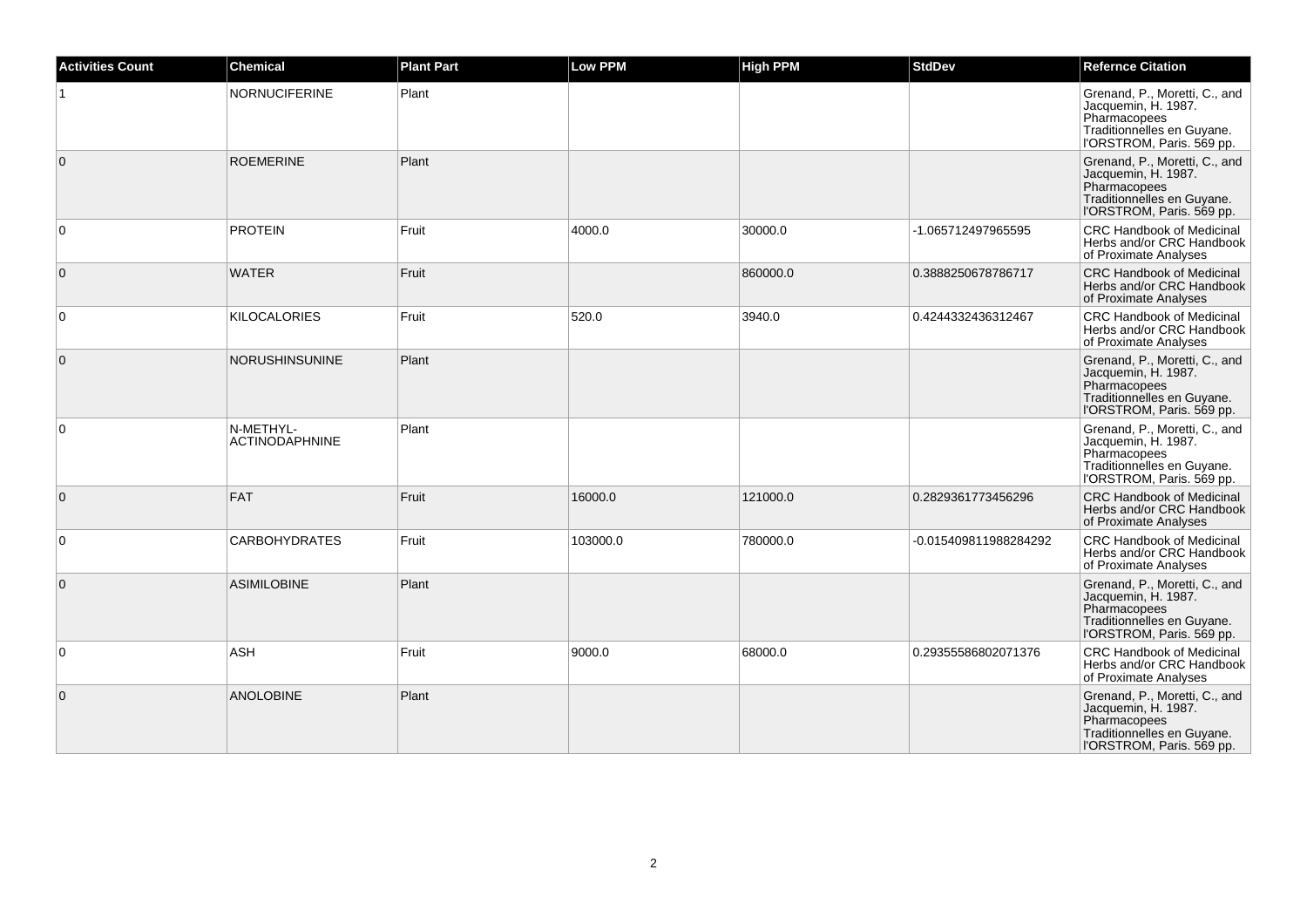| Activities Count | Chemical | Plant Part | Low PPM | High PPM | StdDev | Refernce Citation |
|---|---|---|---|---|---|---|
| 1 | NORNUCIFERINE | Plant | | | | Grenand, P., Moretti, C., and Jacquemin, H. 1987. Pharmacopees Traditionnelles en Guyane. l'ORSTROM, Paris. 569 pp. |
| 0 | ROEMERINE | Plant | | | | Grenand, P., Moretti, C., and Jacquemin, H. 1987. Pharmacopees Traditionnelles en Guyane. l'ORSTROM, Paris. 569 pp. |
| 0 | PROTEIN | Fruit | 4000.0 | 30000.0 | -1.065712497965595 | CRC Handbook of Medicinal Herbs and/or CRC Handbook of Proximate Analyses |
| 0 | WATER | Fruit | | 860000.0 | 0.3888250678786717 | CRC Handbook of Medicinal Herbs and/or CRC Handbook of Proximate Analyses |
| 0 | KILOCALORIES | Fruit | 520.0 | 3940.0 | 0.4244332436312467 | CRC Handbook of Medicinal Herbs and/or CRC Handbook of Proximate Analyses |
| 0 | NORUSHINSUNINE | Plant | | | | Grenand, P., Moretti, C., and Jacquemin, H. 1987. Pharmacopees Traditionnelles en Guyane. l'ORSTROM, Paris. 569 pp. |
| 0 | N-METHYL-ACTINODAPHNINE | Plant | | | | Grenand, P., Moretti, C., and Jacquemin, H. 1987. Pharmacopees Traditionnelles en Guyane. l'ORSTROM, Paris. 569 pp. |
| 0 | FAT | Fruit | 16000.0 | 121000.0 | 0.2829361773456296 | CRC Handbook of Medicinal Herbs and/or CRC Handbook of Proximate Analyses |
| 0 | CARBOHYDRATES | Fruit | 103000.0 | 780000.0 | -0.015409811988284292 | CRC Handbook of Medicinal Herbs and/or CRC Handbook of Proximate Analyses |
| 0 | ASIMILOBINE | Plant | | | | Grenand, P., Moretti, C., and Jacquemin, H. 1987. Pharmacopees Traditionnelles en Guyane. l'ORSTROM, Paris. 569 pp. |
| 0 | ASH | Fruit | 9000.0 | 68000.0 | 0.29355586802071376 | CRC Handbook of Medicinal Herbs and/or CRC Handbook of Proximate Analyses |
| 0 | ANOLOBINE | Plant | | | | Grenand, P., Moretti, C., and Jacquemin, H. 1987. Pharmacopees Traditionnelles en Guyane. l'ORSTROM, Paris. 569 pp. |